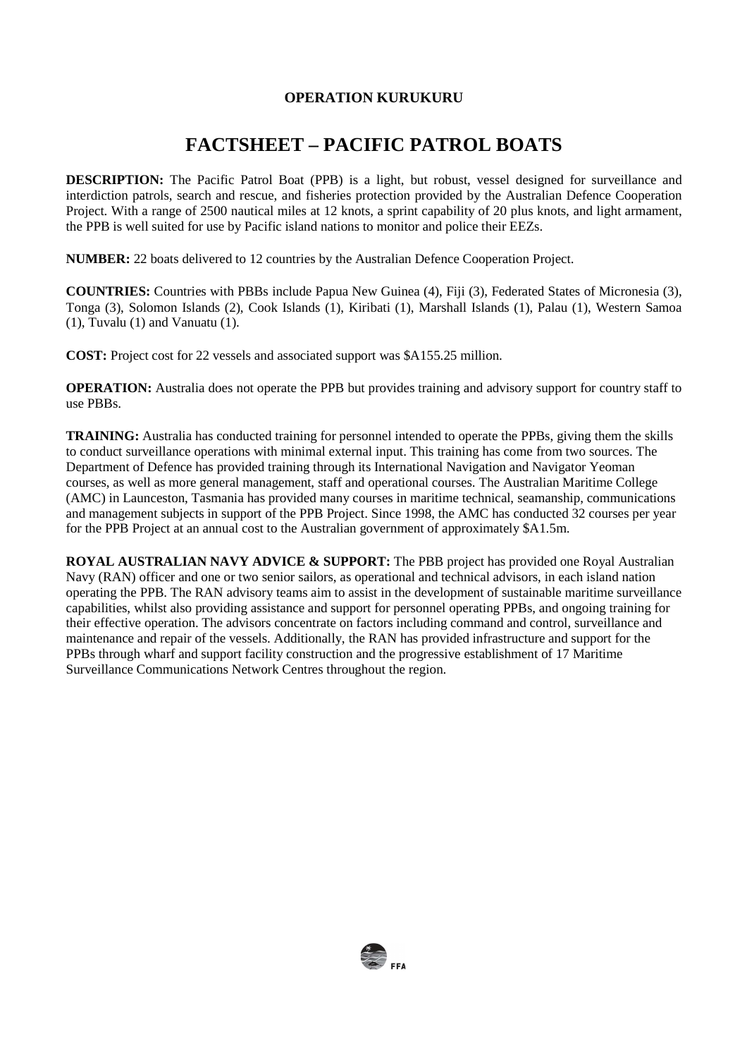**OPERATION KURUKURU**

# FACTSHEET – PACIFIC PATROL BOATS

**DESCRIPTION:** The Pacific Patrol Boat (PPB) is a light, but robust, vessel designed for surveillance and interdiction patrols, search and rescue, and fisheries protection provided by the Australian Defence Cooperation Project. With a range of 2500 nautical miles at 12 knots, a sprint capability of 20 plus knots, and light armament, the PPB is well suited for use by Pacific island nations to monitor and police their EEZs.

**NUMBER:** 22 boats delivered to 12 countries by the Australian Defence Cooperation Project.

**COUNTRIES:** Countries with PBBs include Papua New Guinea (4), Fiji (3), Federated States of Micronesia (3), Tonga (3), Solomon Islands (2), Cook Islands (1), Kiribati (1), Marshall Islands (1), Palau (1), Western Samoa (1), Tuvalu (1) and Vanuatu (1).

**COST:** Project cost for 22 vessels and associated support was $A155.25 million.

**OPERATION:** Australia does not operate the PPB but provides training and advisory support for country staff to use PBBs.

**TRAINING:** Australia has conducted training for personnel intended to operate the PPBs, giving them the skills to conduct surveillance operations with minimal external input. This training has come from two sources. The Department of Defence has provided training through its International Navigation and Navigator Yeoman courses, as well as more general management, staff and operational courses. The Australian Maritime College (AMC) in Launceston, Tasmania has provided many courses in maritime technical, seamanship, communications and management subjects in support of the PPB Project. Since 1998, the AMC has conducted 32 courses per year for the PPB Project at an annual cost to the Australian government of approximately $A1.5m.

**ROYAL AUSTRALIAN NAVY ADVICE & SUPPORT:** The PBB project has provided one Royal Australian Navy (RAN) officer and one or two senior sailors, as operational and technical advisors, in each island nation operating the PPB. The RAN advisory teams aim to assist in the development of sustainable maritime surveillance capabilities, whilst also providing assistance and support for personnel operating PPBs, and ongoing training for their effective operation. The advisors concentrate on factors including command and control, surveillance and maintenance and repair of the vessels. Additionally, the RAN has provided infrastructure and support for the PPBs through wharf and support facility construction and the progressive establishment of 17 Maritime Surveillance Communications Network Centres throughout the region.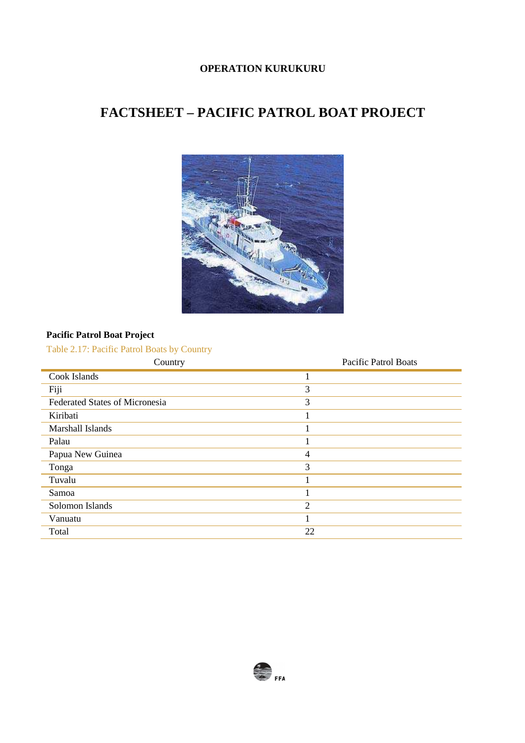**OPERATION KURUKURU**

# FACTSHEET – PACIFIC PATROL BOAT PROJECT

**Pacific Patrol Boat Project**

Table 2.17: Pacific Patrol Boats by Country

| Country | Pacific Patrol Boats |
|---|---|
| Cook Islands | 1 |
| Fiji | 3 |
| Federated States of Micronesia | 3 |
| Kiribati | 1 |
| Marshall Islands | 1 |
| Palau | 1 |
| Papua New Guinea | 4 |
| Tonga | 3 |
| Tuvalu | 1 |
| Samoa | 1 |
| Solomon Islands | 2 |
| Vanuatu | 1 |
| Total | 22 |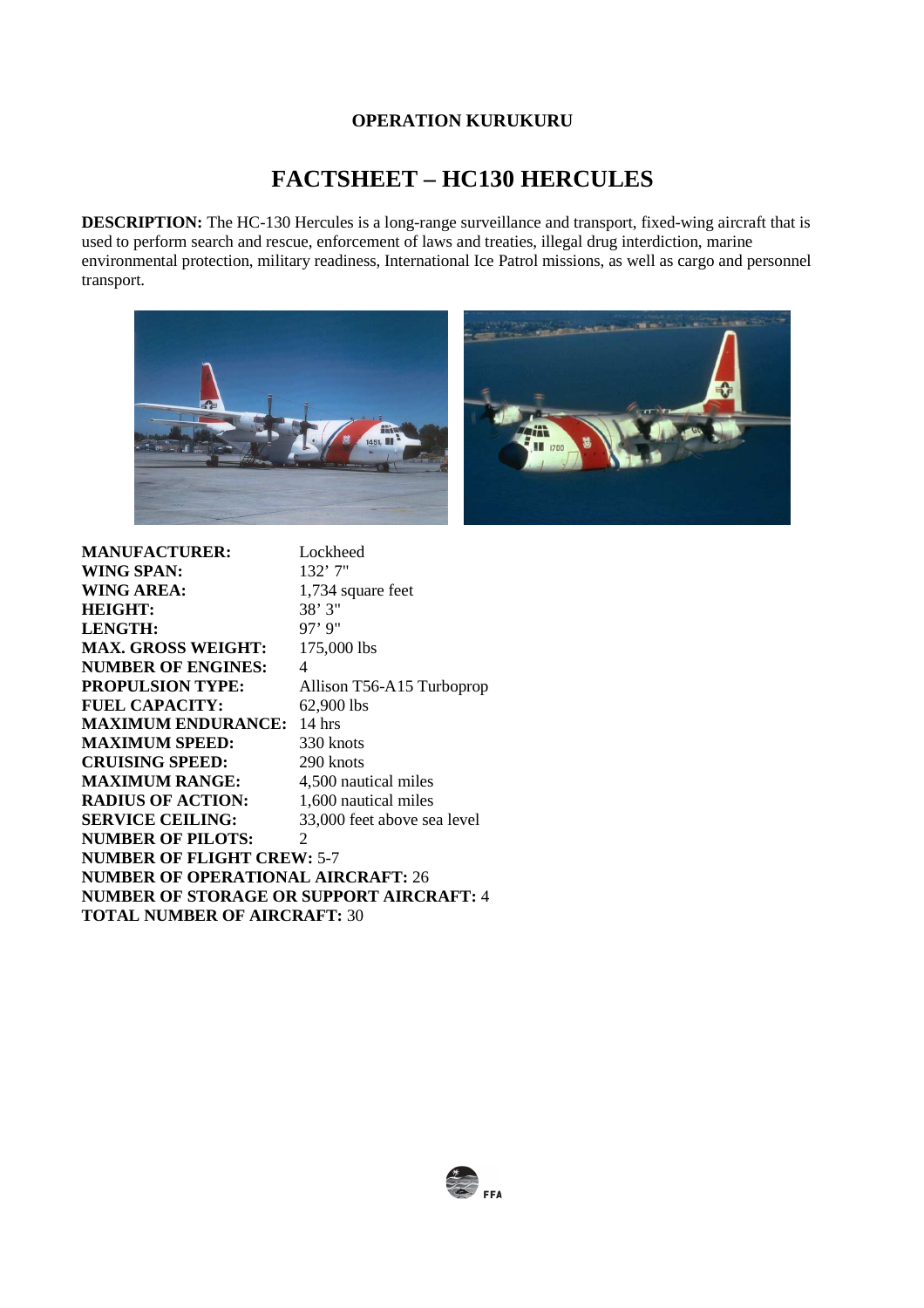**OPERATION KURUKURU**

# FACTSHEET – HC130 HERCULES

**DESCRIPTION:** The HC-130 Hercules is a long-range surveillance and transport, fixed-wing aircraft that is used to perform search and rescue, enforcement of laws and treaties, illegal drug interdiction, marine environmental protection, military readiness, International Ice Patrol missions, as well as cargo and personnel transport.

**MANUFACTURER:** Lockheed
**WING SPAN:** 132' 7"
**WING AREA:** 1,734 square feet
**HEIGHT:** 38' 3"
**LENGTH:** 97' 9"
**MAX. GROSS WEIGHT:** 175,000 lbs
**NUMBER OF ENGINES:** 4
**PROPULSION TYPE:** Allison T56-A15 Turboprop
**FUEL CAPACITY:** 62,900 lbs
**MAXIMUM ENDURANCE:** 14 hrs
**MAXIMUM SPEED:** 330 knots
**CRUISING SPEED:** 290 knots
**MAXIMUM RANGE:** 4,500 nautical miles
**RADIUS OF ACTION:** 1,600 nautical miles
**SERVICE CEILING:** 33,000 feet above sea level
**NUMBER OF PILOTS:** 2
**NUMBER OF FLIGHT CREW:** 5-7
**NUMBER OF OPERATIONAL AIRCRAFT:** 26
**NUMBER OF STORAGE OR SUPPORT AIRCRAFT:** 4
**TOTAL NUMBER OF AIRCRAFT:** 30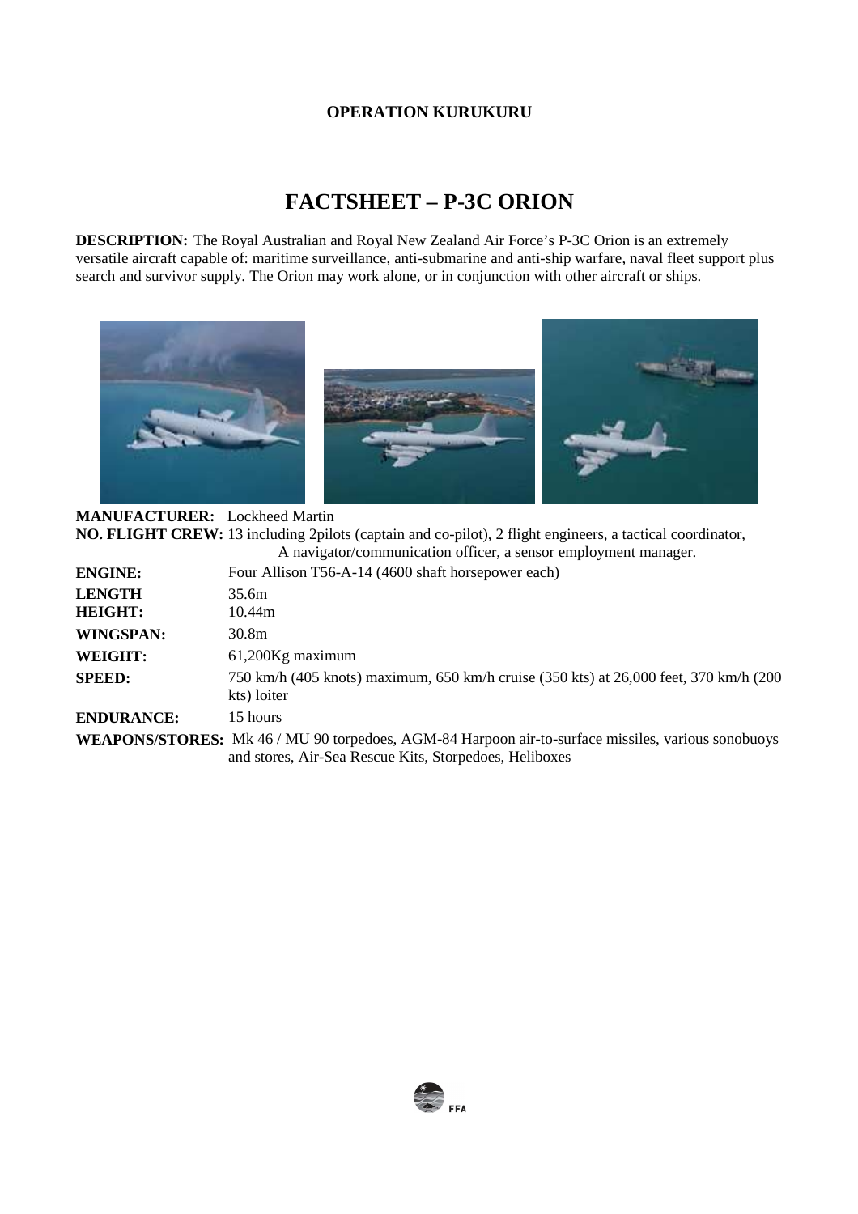**OPERATION KURUKURU**

# FACTSHEET – P-3C ORION

**DESCRIPTION:** The Royal Australian and Royal New Zealand Air Force's P-3C Orion is an extremely versatile aircraft capable of: maritime surveillance, anti-submarine and anti-ship warfare, naval fleet support plus search and survivor supply. The Orion may work alone, or in conjunction with other aircraft or ships.

**MANUFACTURER:** Lockheed Martin

**NO. FLIGHT CREW:** 13 including 2pilots (captain and co-pilot), 2 flight engineers, a tactical coordinator, A navigator/communication officer, a sensor employment manager.

**ENGINE:** Four Allison T56-A-14 (4600 shaft horsepower each)

**LENGTH** 35.6m

**HEIGHT:** 10.44m

**WINGSPAN:** 30.8m

**WEIGHT:** 61,200Kg maximum

**SPEED:** 750 km/h (405 knots) maximum, 650 km/h cruise (350 kts) at 26,000 feet, 370 km/h (200 kts) loiter

**ENDURANCE:** 15 hours

**WEAPONS/STORES:** Mk 46 / MU 90 torpedoes, AGM-84 Harpoon air-to-surface missiles, various sonobuoys and stores, Air-Sea Rescue Kits, Storpedoes, Heliboxes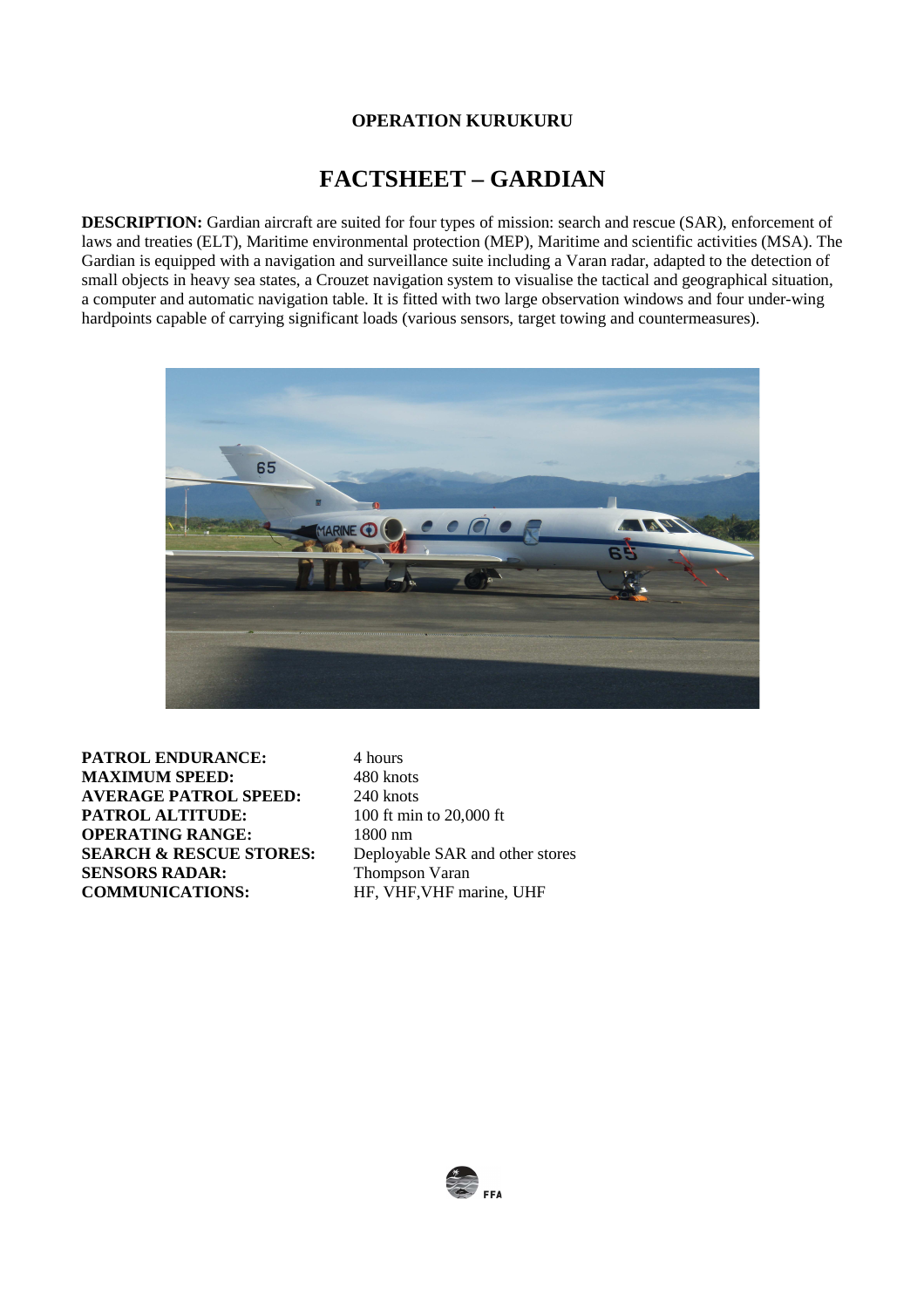**OPERATION KURUKURU**

# FACTSHEET – GARDIAN

**DESCRIPTION:** Gardian aircraft are suited for four types of mission: search and rescue (SAR), enforcement of laws and treaties (ELT), Maritime environmental protection (MEP), Maritime and scientific activities (MSA). The Gardian is equipped with a navigation and surveillance suite including a Varan radar, adapted to the detection of small objects in heavy sea states, a Crouzet navigation system to visualise the tactical and geographical situation, a computer and automatic navigation table. It is fitted with two large observation windows and four under-wing hardpoints capable of carrying significant loads (various sensors, target towing and countermeasures).

| | |
|---|---|
| **PATROL ENDURANCE:** | 4 hours |
| **MAXIMUM SPEED:** | 480 knots |
| **AVERAGE PATROL SPEED:** | 240 knots |
| **PATROL ALTITUDE:** | 100 ft min to 20,000 ft |
| **OPERATING RANGE:** | 1800 nm |
| **SEARCH & RESCUE STORES:** | Deployable SAR and other stores |
| **SENSORS RADAR:** | Thompson Varan |
| **COMMUNICATIONS:** | HF, VHF,VHF marine, UHF |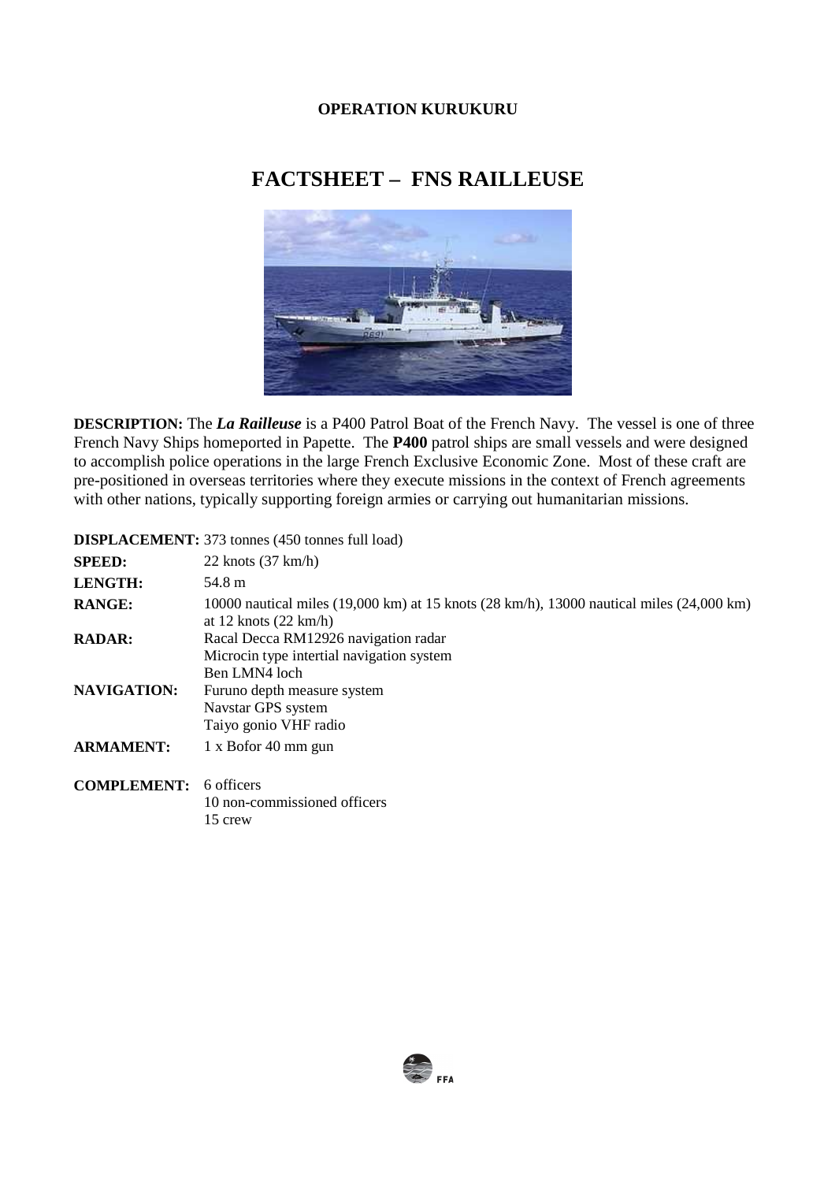**OPERATION KURUKURU**

# FACTSHEET – FNS RAILLEUSE

**DESCRIPTION:** The ***La Railleuse*** is a P400 Patrol Boat of the French Navy. The vessel is one of three French Navy Ships homeported in Papette. The **P400** patrol ships are small vessels and were designed to accomplish police operations in the large French Exclusive Economic Zone. Most of these craft are pre-positioned in overseas territories where they execute missions in the context of French agreements with other nations, typically supporting foreign armies or carrying out humanitarian missions.

| | |
|---|---|
| **DISPLACEMENT:** | 373 tonnes (450 tonnes full load) |
| **SPEED:** | 22 knots (37 km/h) |
| **LENGTH:** | 54.8 m |
| **RANGE:** | 10000 nautical miles (19,000 km) at 15 knots (28 km/h), 13000 nautical miles (24,000 km) at 12 knots (22 km/h) |
| **RADAR:** | Racal Decca RM12926 navigation radar<br>Microcin type intertial navigation system<br>Ben LMN4 loch |
| **NAVIGATION:** | Furuno depth measure system<br>Navstar GPS system<br>Taiyo gonio VHF radio |
| **ARMAMENT:** | 1 x Bofor 40 mm gun |
| **COMPLEMENT:** | 6 officers<br>10 non-commissioned officers<br>15 crew |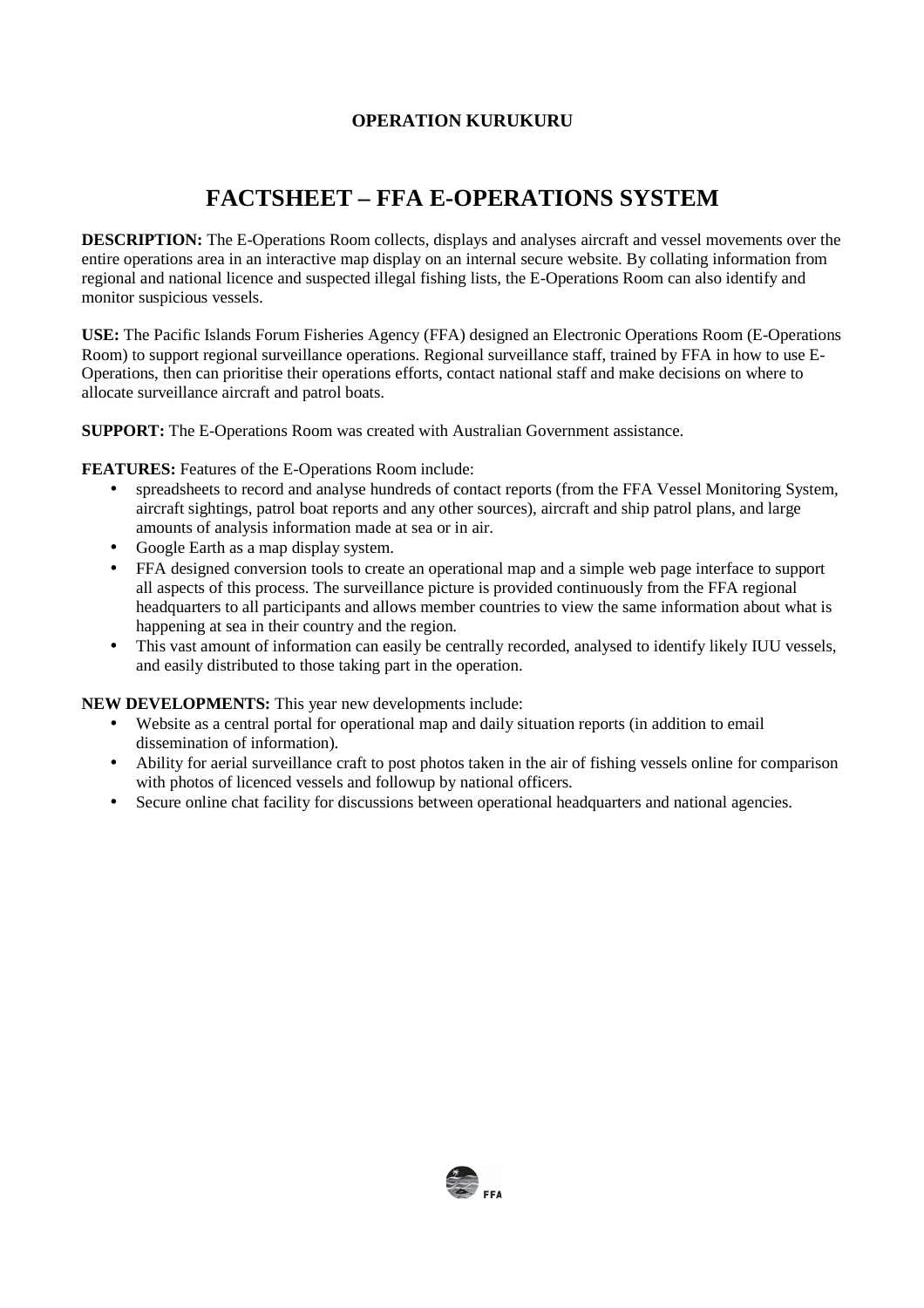**OPERATION KURUKURU**

# FACTSHEET – FFA E-OPERATIONS SYSTEM

**DESCRIPTION:** The E-Operations Room collects, displays and analyses aircraft and vessel movements over the entire operations area in an interactive map display on an internal secure website. By collating information from regional and national licence and suspected illegal fishing lists, the E-Operations Room can also identify and monitor suspicious vessels.

**USE:** The Pacific Islands Forum Fisheries Agency (FFA) designed an Electronic Operations Room (E-Operations Room) to support regional surveillance operations. Regional surveillance staff, trained by FFA in how to use E-Operations, then can prioritise their operations efforts, contact national staff and make decisions on where to allocate surveillance aircraft and patrol boats.

**SUPPORT:** The E-Operations Room was created with Australian Government assistance.

**FEATURES:** Features of the E-Operations Room include:

- spreadsheets to record and analyse hundreds of contact reports (from the FFA Vessel Monitoring System, aircraft sightings, patrol boat reports and any other sources), aircraft and ship patrol plans, and large amounts of analysis information made at sea or in air.
- Google Earth as a map display system.
- FFA designed conversion tools to create an operational map and a simple web page interface to support all aspects of this process. The surveillance picture is provided continuously from the FFA regional headquarters to all participants and allows member countries to view the same information about what is happening at sea in their country and the region.
- This vast amount of information can easily be centrally recorded, analysed to identify likely IUU vessels, and easily distributed to those taking part in the operation.

**NEW DEVELOPMENTS:** This year new developments include:

- Website as a central portal for operational map and daily situation reports (in addition to email dissemination of information).
- Ability for aerial surveillance craft to post photos taken in the air of fishing vessels online for comparison with photos of licenced vessels and followup by national officers.
- Secure online chat facility for discussions between operational headquarters and national agencies.